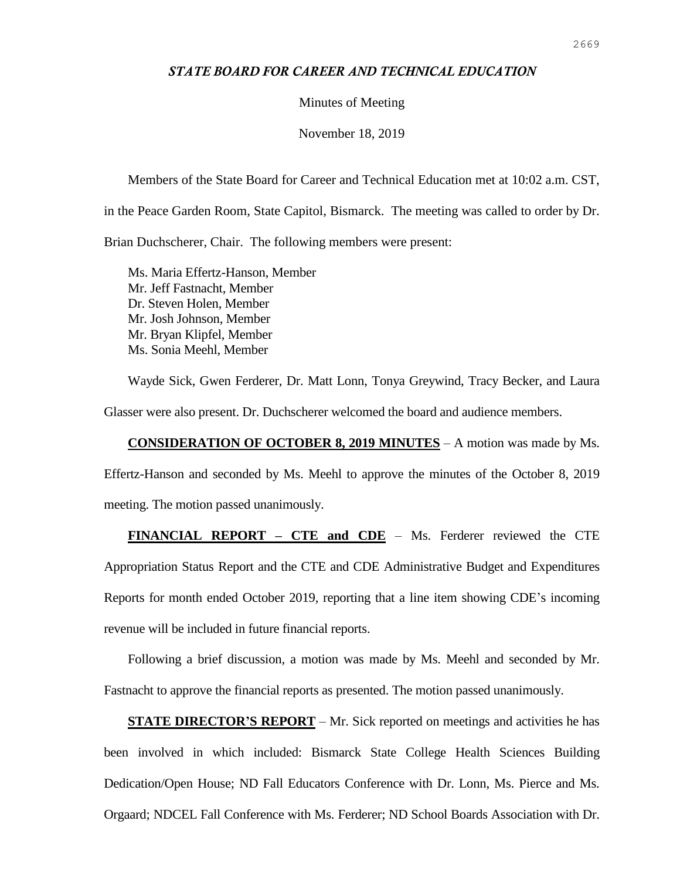***STATE BOARD FOR CAREER AND TECHNICAL EDUCATION***

Minutes of Meeting

November 18, 2019

Members of the State Board for Career and Technical Education met at 10:02 a.m. CST, in the Peace Garden Room, State Capitol, Bismarck. The meeting was called to order by Dr. Brian Duchscherer, Chair. The following members were present:

Ms. Maria Effertz-Hanson, Member
Mr. Jeff Fastnacht, Member
Dr. Steven Holen, Member
Mr. Josh Johnson, Member
Mr. Bryan Klipfel, Member
Ms. Sonia Meehl, Member

Wayde Sick, Gwen Ferderer, Dr. Matt Lonn, Tonya Greywind, Tracy Becker, and Laura Glasser were also present. Dr. Duchscherer welcomed the board and audience members.

**CONSIDERATION OF OCTOBER 8, 2019 MINUTES** – A motion was made by Ms. Effertz-Hanson and seconded by Ms. Meehl to approve the minutes of the October 8, 2019 meeting. The motion passed unanimously.

**FINANCIAL REPORT – CTE and CDE** – Ms. Ferderer reviewed the CTE Appropriation Status Report and the CTE and CDE Administrative Budget and Expenditures Reports for month ended October 2019, reporting that a line item showing CDE's incoming revenue will be included in future financial reports.

Following a brief discussion, a motion was made by Ms. Meehl and seconded by Mr. Fastnacht to approve the financial reports as presented. The motion passed unanimously.

**STATE DIRECTOR'S REPORT** – Mr. Sick reported on meetings and activities he has been involved in which included: Bismarck State College Health Sciences Building Dedication/Open House; ND Fall Educators Conference with Dr. Lonn, Ms. Pierce and Ms. Orgaard; NDCEL Fall Conference with Ms. Ferderer; ND School Boards Association with Dr.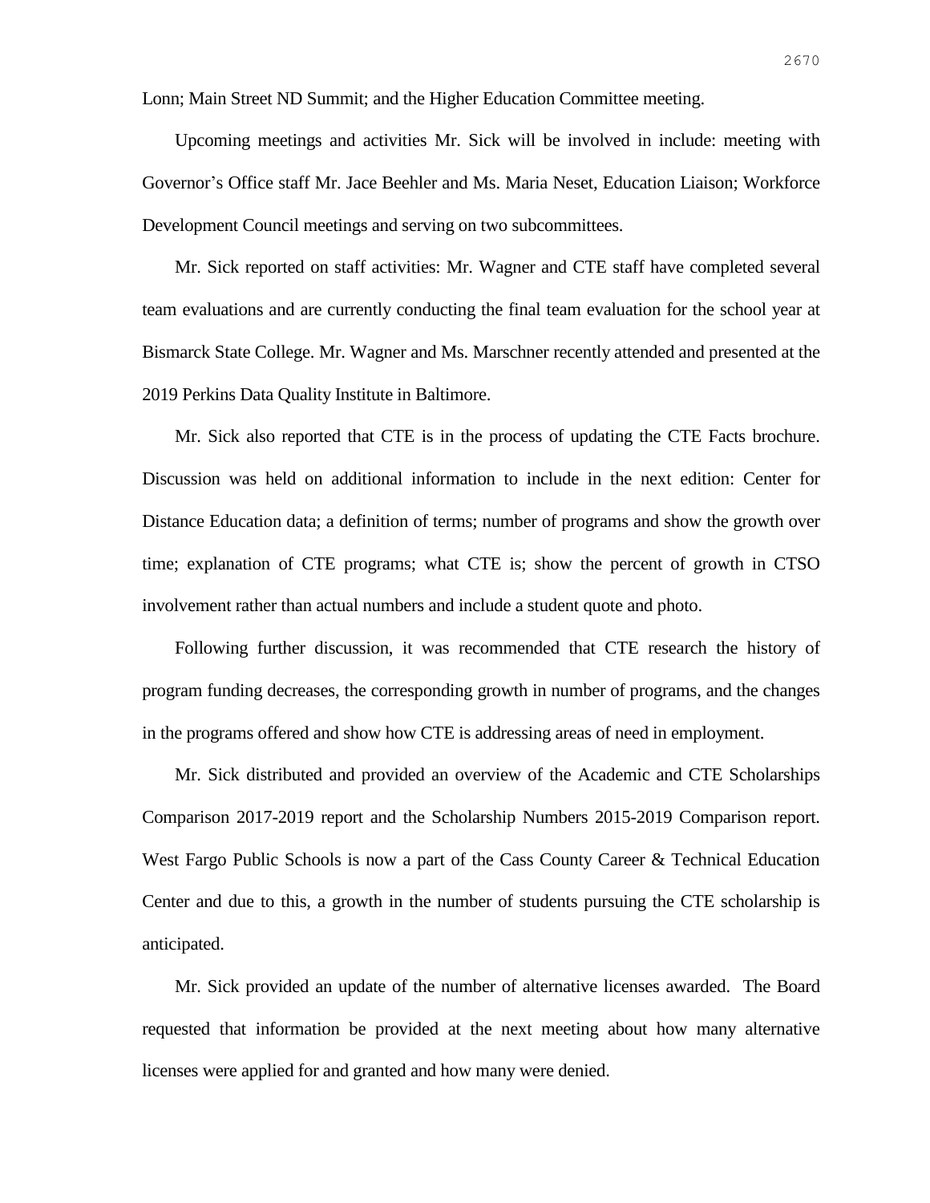Lonn; Main Street ND Summit; and the Higher Education Committee meeting.

Upcoming meetings and activities Mr. Sick will be involved in include: meeting with Governor's Office staff Mr. Jace Beehler and Ms. Maria Neset, Education Liaison; Workforce Development Council meetings and serving on two subcommittees.

Mr. Sick reported on staff activities: Mr. Wagner and CTE staff have completed several team evaluations and are currently conducting the final team evaluation for the school year at Bismarck State College. Mr. Wagner and Ms. Marschner recently attended and presented at the 2019 Perkins Data Quality Institute in Baltimore.

Mr. Sick also reported that CTE is in the process of updating the CTE Facts brochure. Discussion was held on additional information to include in the next edition: Center for Distance Education data; a definition of terms; number of programs and show the growth over time; explanation of CTE programs; what CTE is; show the percent of growth in CTSO involvement rather than actual numbers and include a student quote and photo.

Following further discussion, it was recommended that CTE research the history of program funding decreases, the corresponding growth in number of programs, and the changes in the programs offered and show how CTE is addressing areas of need in employment.

Mr. Sick distributed and provided an overview of the Academic and CTE Scholarships Comparison 2017-2019 report and the Scholarship Numbers 2015-2019 Comparison report. West Fargo Public Schools is now a part of the Cass County Career & Technical Education Center and due to this, a growth in the number of students pursuing the CTE scholarship is anticipated.

Mr. Sick provided an update of the number of alternative licenses awarded. The Board requested that information be provided at the next meeting about how many alternative licenses were applied for and granted and how many were denied.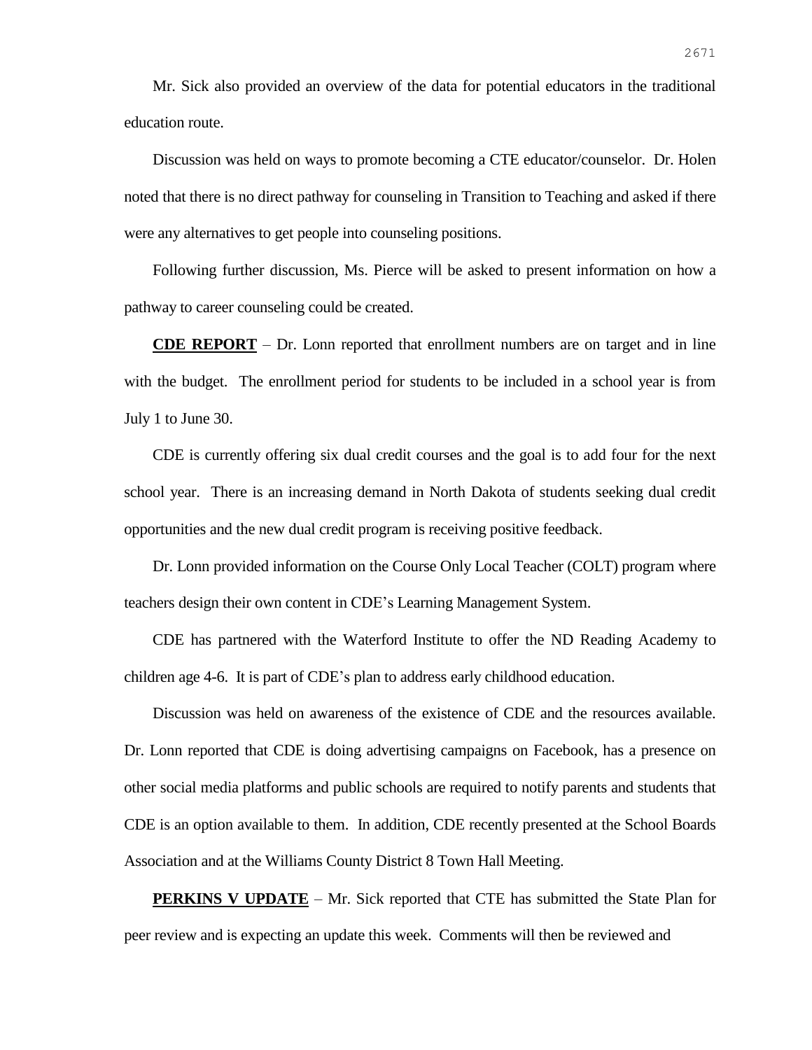Mr. Sick also provided an overview of the data for potential educators in the traditional education route.

Discussion was held on ways to promote becoming a CTE educator/counselor. Dr. Holen noted that there is no direct pathway for counseling in Transition to Teaching and asked if there were any alternatives to get people into counseling positions.

Following further discussion, Ms. Pierce will be asked to present information on how a pathway to career counseling could be created.

**CDE REPORT** – Dr. Lonn reported that enrollment numbers are on target and in line with the budget. The enrollment period for students to be included in a school year is from July 1 to June 30.

CDE is currently offering six dual credit courses and the goal is to add four for the next school year. There is an increasing demand in North Dakota of students seeking dual credit opportunities and the new dual credit program is receiving positive feedback.

Dr. Lonn provided information on the Course Only Local Teacher (COLT) program where teachers design their own content in CDE's Learning Management System.

CDE has partnered with the Waterford Institute to offer the ND Reading Academy to children age 4-6. It is part of CDE's plan to address early childhood education.

Discussion was held on awareness of the existence of CDE and the resources available. Dr. Lonn reported that CDE is doing advertising campaigns on Facebook, has a presence on other social media platforms and public schools are required to notify parents and students that CDE is an option available to them. In addition, CDE recently presented at the School Boards Association and at the Williams County District 8 Town Hall Meeting.

**PERKINS V UPDATE** – Mr. Sick reported that CTE has submitted the State Plan for peer review and is expecting an update this week. Comments will then be reviewed and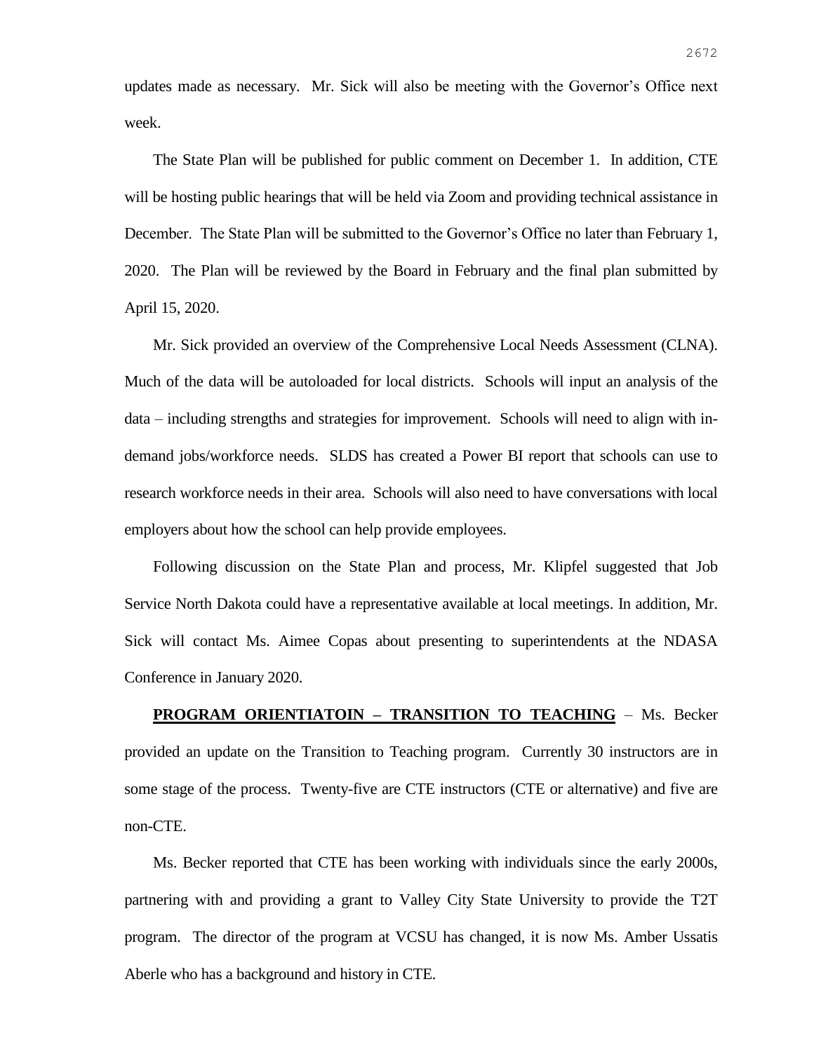updates made as necessary. Mr. Sick will also be meeting with the Governor's Office next week.

The State Plan will be published for public comment on December 1. In addition, CTE will be hosting public hearings that will be held via Zoom and providing technical assistance in December. The State Plan will be submitted to the Governor's Office no later than February 1, 2020. The Plan will be reviewed by the Board in February and the final plan submitted by April 15, 2020.

Mr. Sick provided an overview of the Comprehensive Local Needs Assessment (CLNA). Much of the data will be autoloaded for local districts. Schools will input an analysis of the data – including strengths and strategies for improvement. Schools will need to align with in-demand jobs/workforce needs. SLDS has created a Power BI report that schools can use to research workforce needs in their area. Schools will also need to have conversations with local employers about how the school can help provide employees.

Following discussion on the State Plan and process, Mr. Klipfel suggested that Job Service North Dakota could have a representative available at local meetings. In addition, Mr. Sick will contact Ms. Aimee Copas about presenting to superintendents at the NDASA Conference in January 2020.

**PROGRAM ORIENTIATOIN – TRANSITION TO TEACHING** – Ms. Becker provided an update on the Transition to Teaching program. Currently 30 instructors are in some stage of the process. Twenty-five are CTE instructors (CTE or alternative) and five are non-CTE.

Ms. Becker reported that CTE has been working with individuals since the early 2000s, partnering with and providing a grant to Valley City State University to provide the T2T program. The director of the program at VCSU has changed, it is now Ms. Amber Ussatis Aberle who has a background and history in CTE.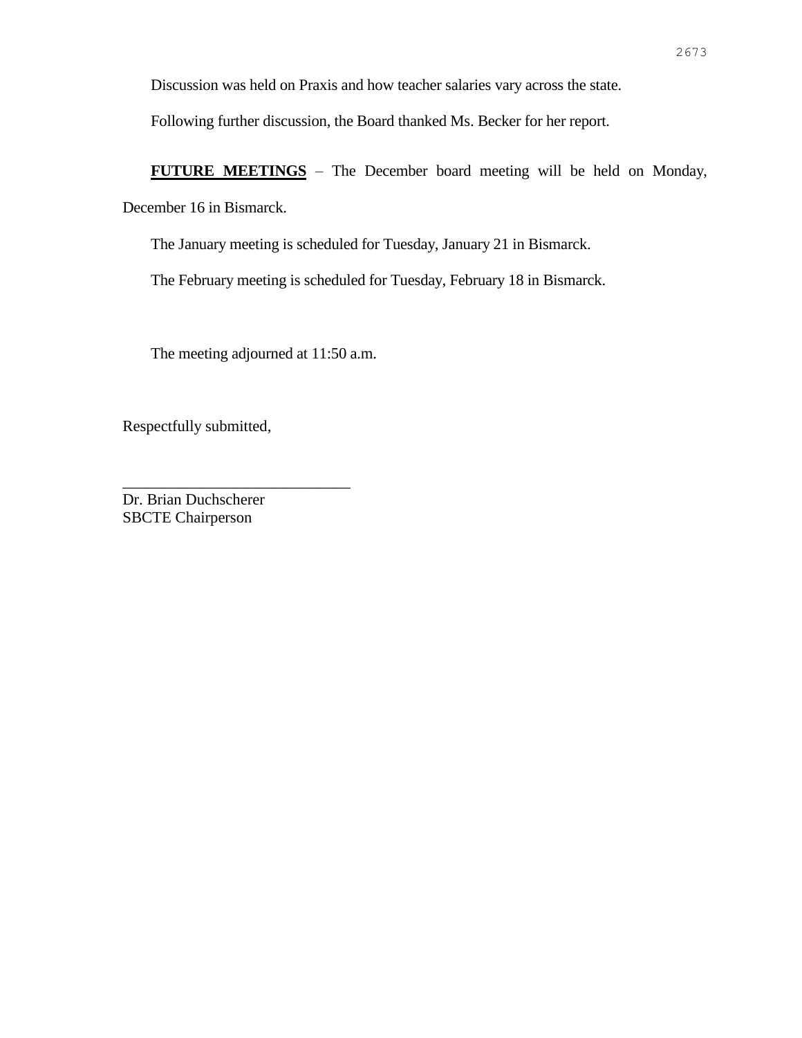Discussion was held on Praxis and how teacher salaries vary across the state.

Following further discussion, the Board thanked Ms. Becker for her report.

**FUTURE MEETINGS** – The December board meeting will be held on Monday, December 16 in Bismarck.

The January meeting is scheduled for Tuesday, January 21 in Bismarck.

The February meeting is scheduled for Tuesday, February 18 in Bismarck.

The meeting adjourned at 11:50 a.m.

Respectfully submitted,

_____________________________

Dr. Brian Duchscherer
SBCTE Chairperson